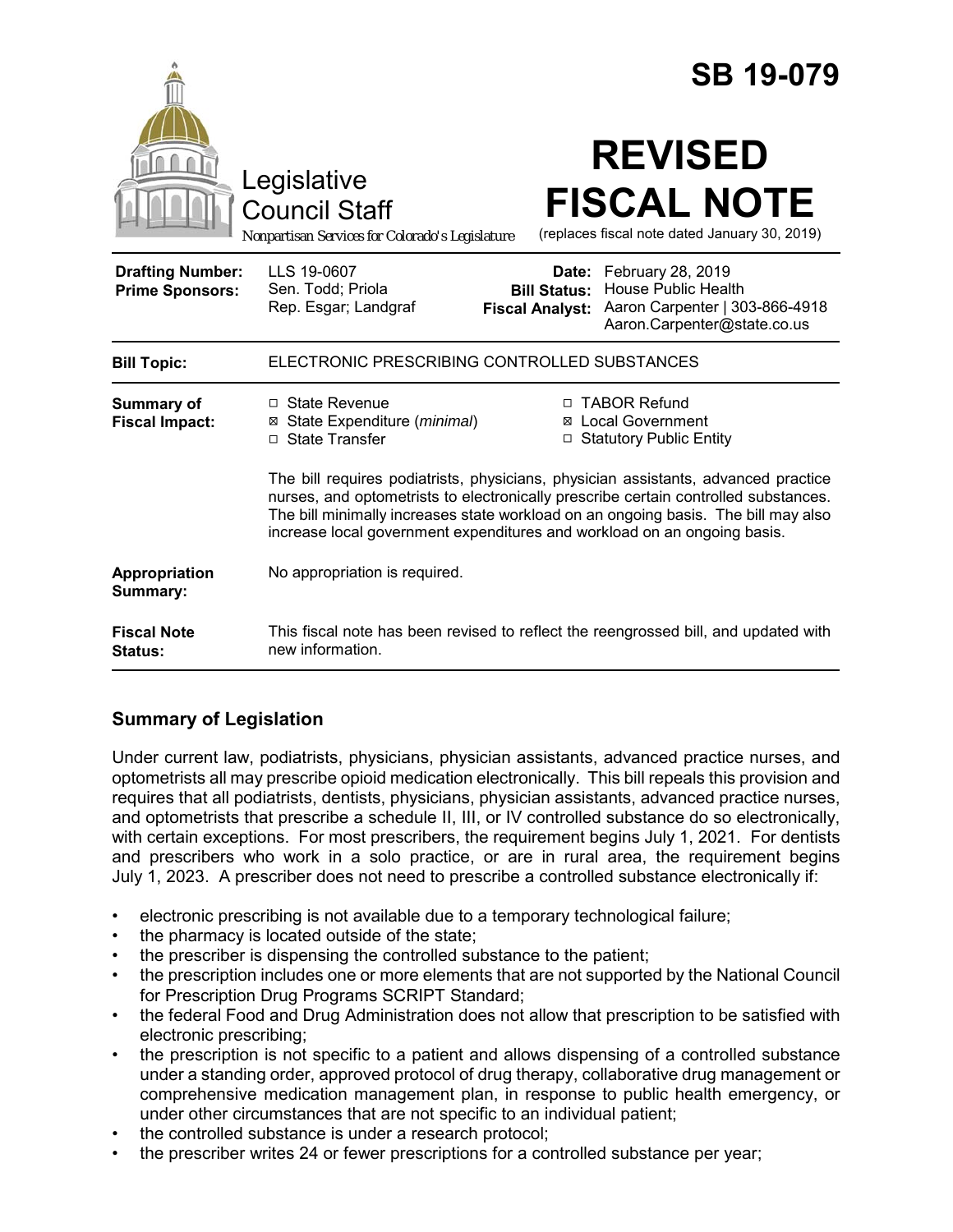# SB 19-079

Legislative Council Staff

*Nonpartisan Services for Colorado's Legislature*

# REVISED FISCAL NOTE

(replaces fiscal note dated January 30, 2019)

| | | | |
|---|---|---|---|
| **Drafting Number:** | LLS 19-0607 | **Date:** | February 28, 2019 |
| **Prime Sponsors:** | Sen. Todd; Priola<br>Rep. Esgar; Landgraf | **Bill Status:** | House Public Health |
| | | **Fiscal Analyst:** | Aaron Carpenter \| 303-866-4918<br>Aaron.Carpenter@state.co.us |

| | |
|---|---|
| **Bill Topic:** | ELECTRONIC PRESCRIBING CONTROLLED SUBSTANCES |
| **Summary of Fiscal Impact:** | ☐ State Revenue<br>☒ State Expenditure (*minimal*)<br>☐ State Transfer<br>☐ TABOR Refund<br>☒ Local Government<br>☐ Statutory Public Entity<br><br>The bill requires podiatrists, physicians, physician assistants, advanced practice nurses, and optometrists to electronically prescribe certain controlled substances. The bill minimally increases state workload on an ongoing basis. The bill may also increase local government expenditures and workload on an ongoing basis. |
| **Appropriation Summary:** | No appropriation is required. |
| **Fiscal Note Status:** | This fiscal note has been revised to reflect the reengrossed bill, and updated with new information. |

## Summary of Legislation

Under current law, podiatrists, physicians, physician assistants, advanced practice nurses, and optometrists all may prescribe opioid medication electronically. This bill repeals this provision and requires that all podiatrists, dentists, physicians, physician assistants, advanced practice nurses, and optometrists that prescribe a schedule II, III, or IV controlled substance do so electronically, with certain exceptions. For most prescribers, the requirement begins July 1, 2021. For dentists and prescribers who work in a solo practice, or are in rural area, the requirement begins July 1, 2023. A prescriber does not need to prescribe a controlled substance electronically if:

- electronic prescribing is not available due to a temporary technological failure;
- the pharmacy is located outside of the state;
- the prescriber is dispensing the controlled substance to the patient;
- the prescription includes one or more elements that are not supported by the National Council for Prescription Drug Programs SCRIPT Standard;
- the federal Food and Drug Administration does not allow that prescription to be satisfied with electronic prescribing;
- the prescription is not specific to a patient and allows dispensing of a controlled substance under a standing order, approved protocol of drug therapy, collaborative drug management or comprehensive medication management plan, in response to public health emergency, or under other circumstances that are not specific to an individual patient;
- the controlled substance is under a research protocol;
- the prescriber writes 24 or fewer prescriptions for a controlled substance per year;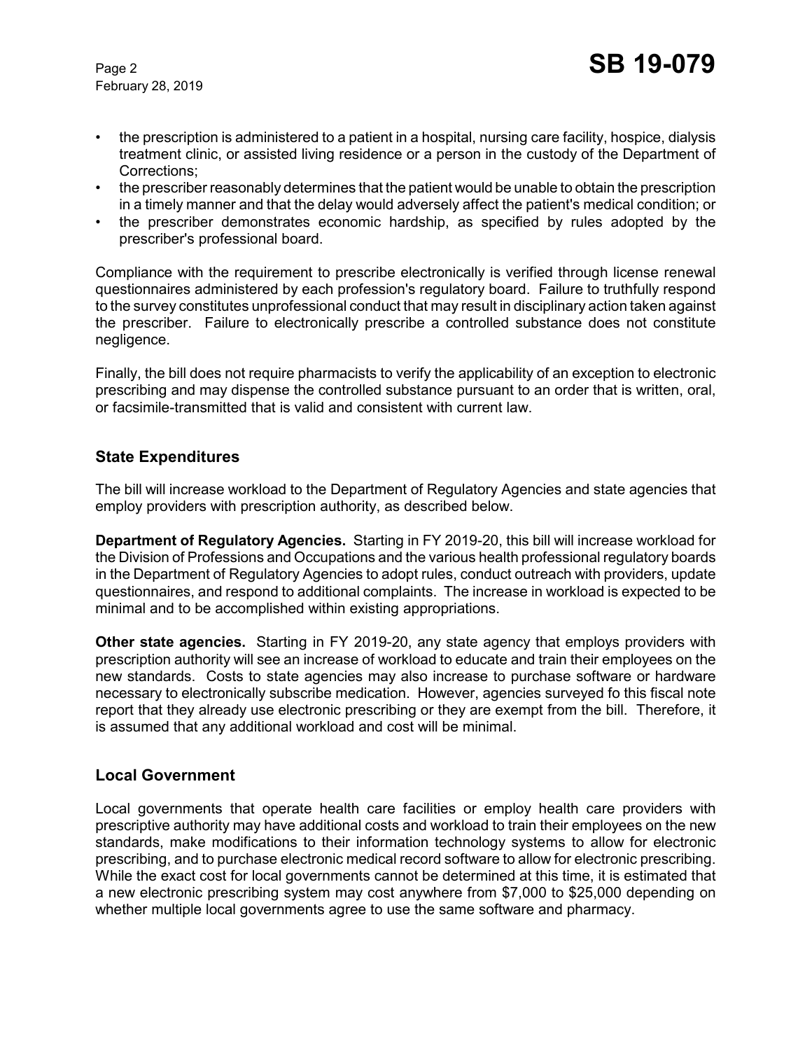- the prescription is administered to a patient in a hospital, nursing care facility, hospice, dialysis treatment clinic, or assisted living residence or a person in the custody of the Department of Corrections;
- the prescriber reasonably determines that the patient would be unable to obtain the prescription in a timely manner and that the delay would adversely affect the patient's medical condition; or
- the prescriber demonstrates economic hardship, as specified by rules adopted by the prescriber's professional board.

Compliance with the requirement to prescribe electronically is verified through license renewal questionnaires administered by each profession's regulatory board. Failure to truthfully respond to the survey constitutes unprofessional conduct that may result in disciplinary action taken against the prescriber. Failure to electronically prescribe a controlled substance does not constitute negligence.

Finally, the bill does not require pharmacists to verify the applicability of an exception to electronic prescribing and may dispense the controlled substance pursuant to an order that is written, oral, or facsimile-transmitted that is valid and consistent with current law.

## State Expenditures

The bill will increase workload to the Department of Regulatory Agencies and state agencies that employ providers with prescription authority, as described below.

**Department of Regulatory Agencies.** Starting in FY 2019-20, this bill will increase workload for the Division of Professions and Occupations and the various health professional regulatory boards in the Department of Regulatory Agencies to adopt rules, conduct outreach with providers, update questionnaires, and respond to additional complaints. The increase in workload is expected to be minimal and to be accomplished within existing appropriations.

**Other state agencies.** Starting in FY 2019-20, any state agency that employs providers with prescription authority will see an increase of workload to educate and train their employees on the new standards. Costs to state agencies may also increase to purchase software or hardware necessary to electronically subscribe medication. However, agencies surveyed fo this fiscal note report that they already use electronic prescribing or they are exempt from the bill. Therefore, it is assumed that any additional workload and cost will be minimal.

## Local Government

Local governments that operate health care facilities or employ health care providers with prescriptive authority may have additional costs and workload to train their employees on the new standards, make modifications to their information technology systems to allow for electronic prescribing, and to purchase electronic medical record software to allow for electronic prescribing. While the exact cost for local governments cannot be determined at this time, it is estimated that a new electronic prescribing system may cost anywhere from $7,000 to $25,000 depending on whether multiple local governments agree to use the same software and pharmacy.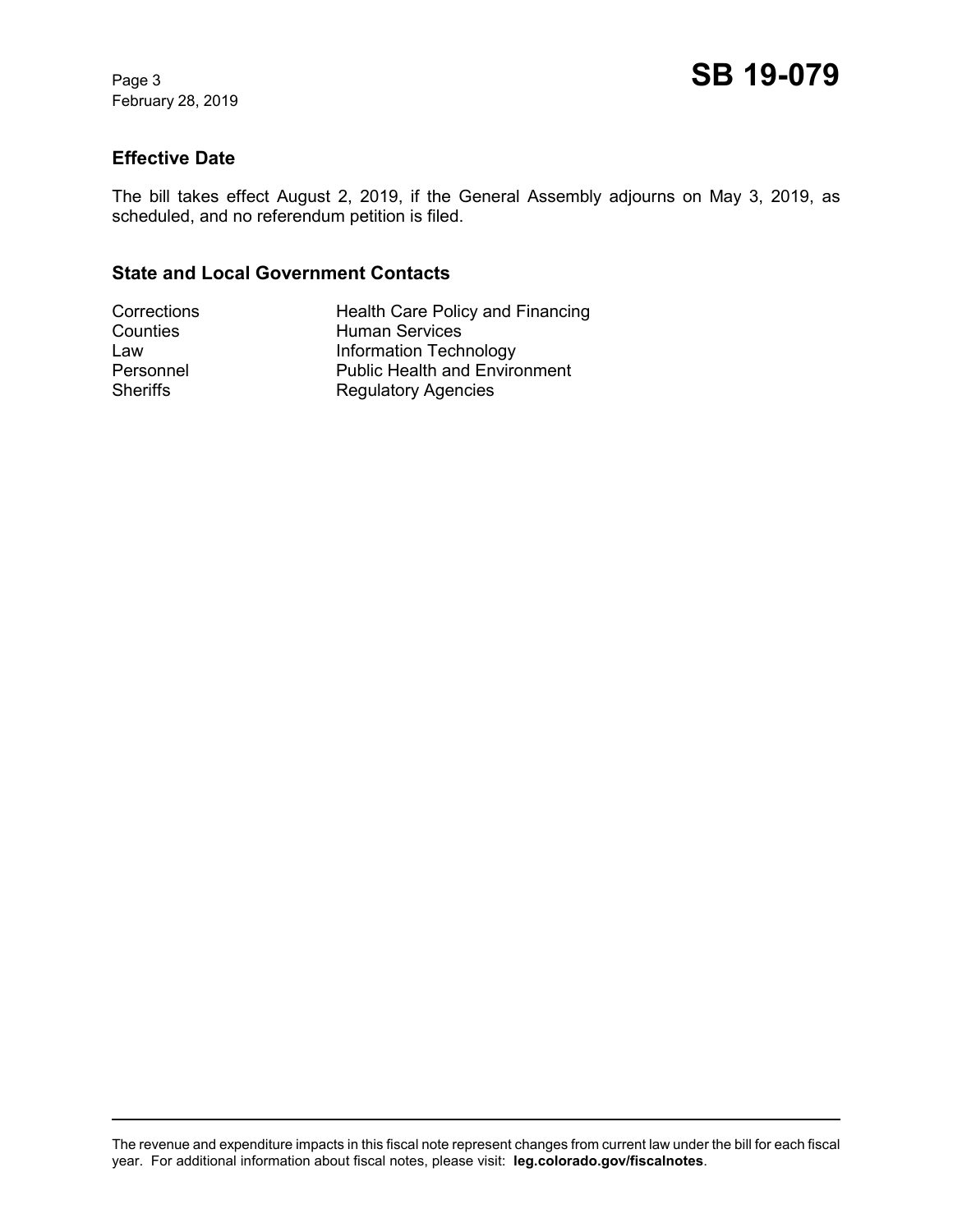## Effective Date

The bill takes effect August 2, 2019, if the General Assembly adjourns on May 3, 2019, as scheduled, and no referendum petition is filed.

## State and Local Government Contacts

| | |
|---|---|
| Corrections | Health Care Policy and Financing |
| Counties | Human Services |
| Law | Information Technology |
| Personnel | Public Health and Environment |
| Sheriffs | Regulatory Agencies |

The revenue and expenditure impacts in this fiscal note represent changes from current law under the bill for each fiscal year. For additional information about fiscal notes, please visit: **leg.colorado.gov/fiscalnotes**.